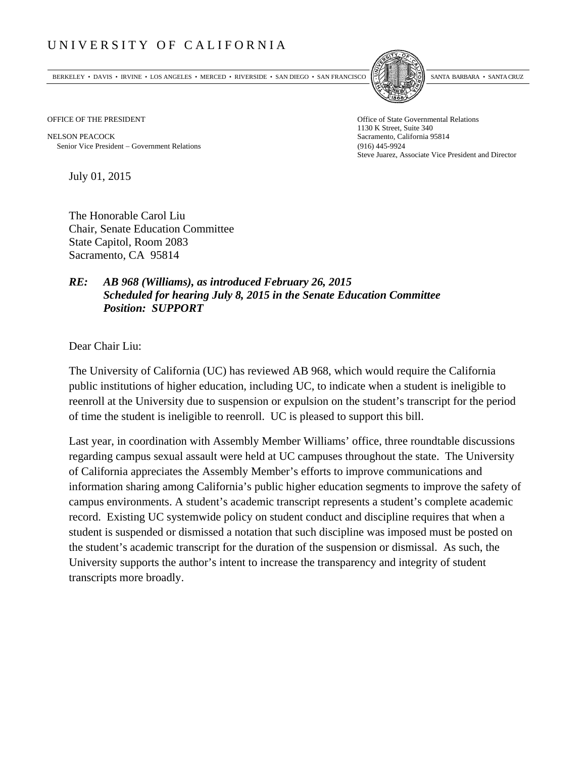# UNIVERSITY OF CALIFORNIA

BERKELEY • DAVIS • IRVINE • LOS ANGELES • MERCED • RIVERSIDE • SAN DIEGO • SAN FRANCISCO | SANTA BARBARA • SANTA CRUZ

OFFICE OF THE PRESIDENT

NELSON PEACOCK
Senior Vice President – Government Relations

Office of State Governmental Relations
1130 K Street, Suite 340
Sacramento, California 95814
(916) 445-9924
Steve Juarez, Associate Vice President and Director

July 01, 2015

The Honorable Carol Liu
Chair, Senate Education Committee
State Capitol, Room 2083
Sacramento, CA 95814

***RE: AB 968 (Williams), as introduced February 26, 2015***
***Scheduled for hearing July 8, 2015 in the Senate Education Committee***
***Position: SUPPORT***

Dear Chair Liu:

The University of California (UC) has reviewed AB 968, which would require the California public institutions of higher education, including UC, to indicate when a student is ineligible to reenroll at the University due to suspension or expulsion on the student's transcript for the period of time the student is ineligible to reenroll. UC is pleased to support this bill.

Last year, in coordination with Assembly Member Williams' office, three roundtable discussions regarding campus sexual assault were held at UC campuses throughout the state. The University of California appreciates the Assembly Member's efforts to improve communications and information sharing among California's public higher education segments to improve the safety of campus environments. A student's academic transcript represents a student's complete academic record. Existing UC systemwide policy on student conduct and discipline requires that when a student is suspended or dismissed a notation that such discipline was imposed must be posted on the student's academic transcript for the duration of the suspension or dismissal. As such, the University supports the author's intent to increase the transparency and integrity of student transcripts more broadly.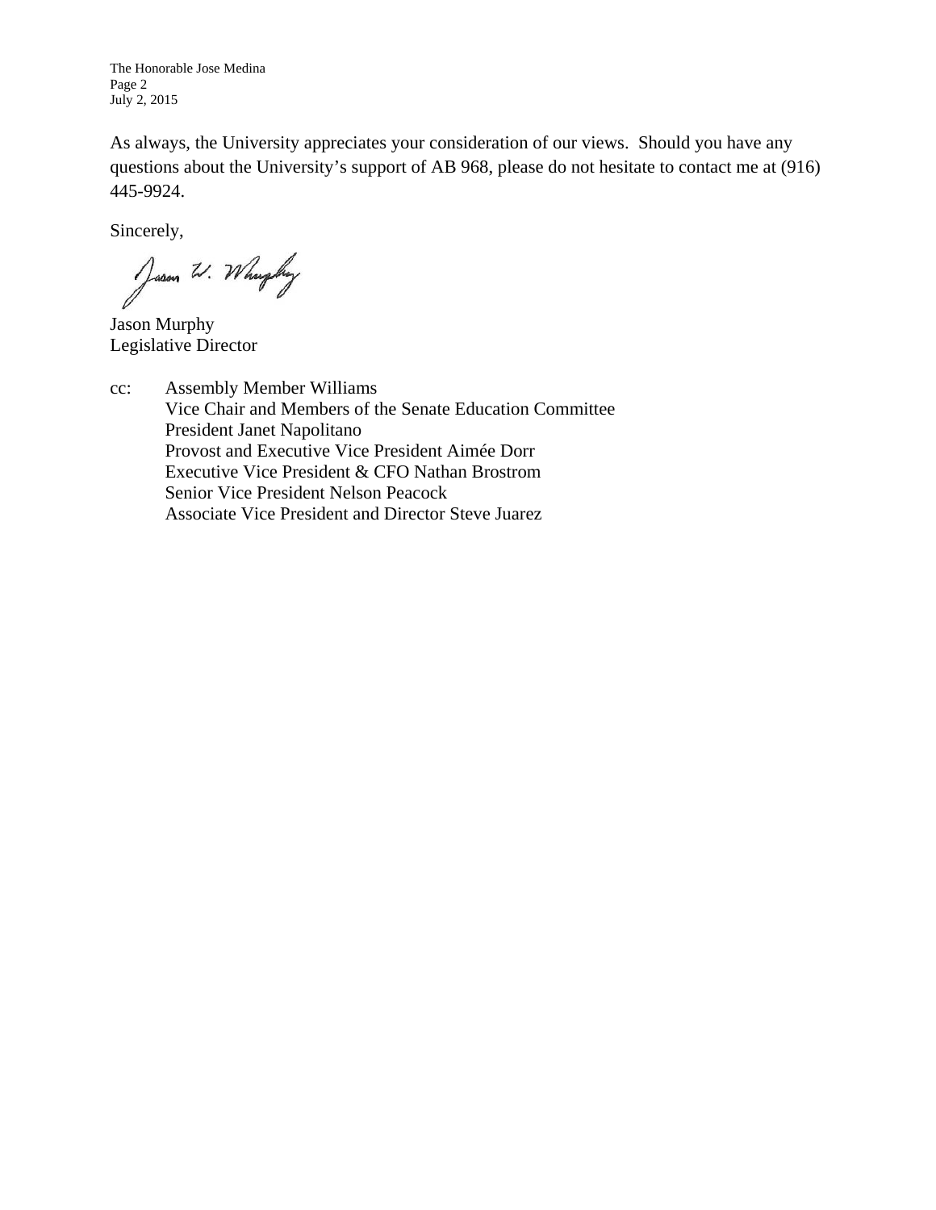As always, the University appreciates your consideration of our views. Should you have any questions about the University's support of AB 968, please do not hesitate to contact me at (916) 445-9924.

Sincerely,

Jason Murphy
Legislative Director

cc: Assembly Member Williams
Vice Chair and Members of the Senate Education Committee
President Janet Napolitano
Provost and Executive Vice President Aimée Dorr
Executive Vice President & CFO Nathan Brostrom
Senior Vice President Nelson Peacock
Associate Vice President and Director Steve Juarez